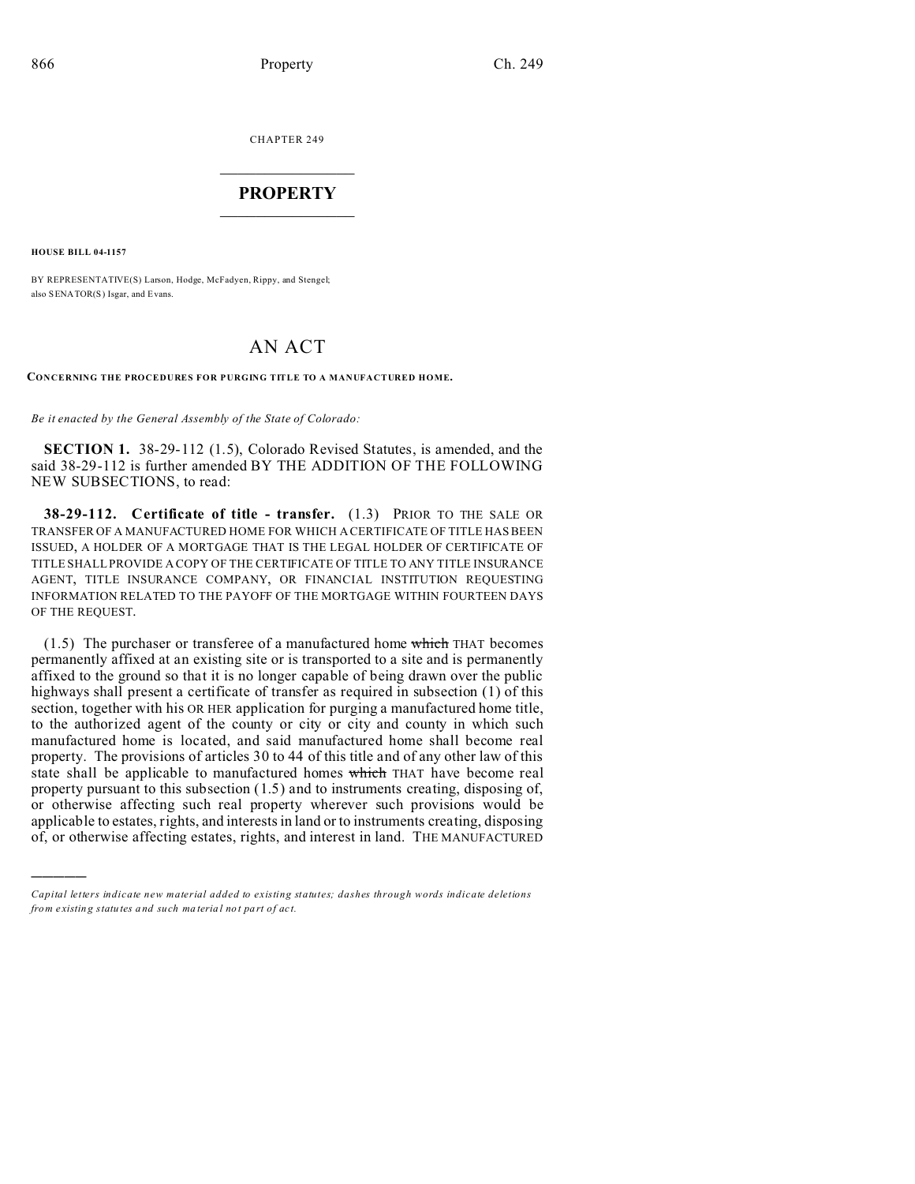CHAPTER 249

# PROPERTY

**HOUSE BILL 04-1157**

BY REPRESENTATIVE(S) Larson, Hodge, McFadyen, Rippy, and Stengel;
also SENATOR(S) Isgar, and Evans.

# AN ACT

**CONCERNING THE PROCEDURES FOR PURGING TITLE TO A MANUFACTURED HOME.**

*Be it enacted by the General Assembly of the State of Colorado:*

**SECTION 1.** 38-29-112 (1.5), Colorado Revised Statutes, is amended, and the said 38-29-112 is further amended BY THE ADDITION OF THE FOLLOWING NEW SUBSECTIONS, to read:

**38-29-112. Certificate of title - transfer.** (1.3) PRIOR TO THE SALE OR TRANSFER OF A MANUFACTURED HOME FOR WHICH A CERTIFICATE OF TITLE HAS BEEN ISSUED, A HOLDER OF A MORTGAGE THAT IS THE LEGAL HOLDER OF CERTIFICATE OF TITLE SHALL PROVIDE A COPY OF THE CERTIFICATE OF TITLE TO ANY TITLE INSURANCE AGENT, TITLE INSURANCE COMPANY, OR FINANCIAL INSTITUTION REQUESTING INFORMATION RELATED TO THE PAYOFF OF THE MORTGAGE WITHIN FOURTEEN DAYS OF THE REQUEST.

(1.5) The purchaser or transferee of a manufactured home ~~which~~ THAT becomes permanently affixed at an existing site or is transported to a site and is permanently affixed to the ground so that it is no longer capable of being drawn over the public highways shall present a certificate of transfer as required in subsection (1) of this section, together with his OR HER application for purging a manufactured home title, to the authorized agent of the county or city or city and county in which such manufactured home is located, and said manufactured home shall become real property. The provisions of articles 30 to 44 of this title and of any other law of this state shall be applicable to manufactured homes ~~which~~ THAT have become real property pursuant to this subsection (1.5) and to instruments creating, disposing of, or otherwise affecting such real property wherever such provisions would be applicable to estates, rights, and interests in land or to instruments creating, disposing of, or otherwise affecting estates, rights, and interest in land. THE MANUFACTURED

---

*Capital letters indicate new material added to existing statutes; dashes through words indicate deletions from existing statutes and such material not part of act.*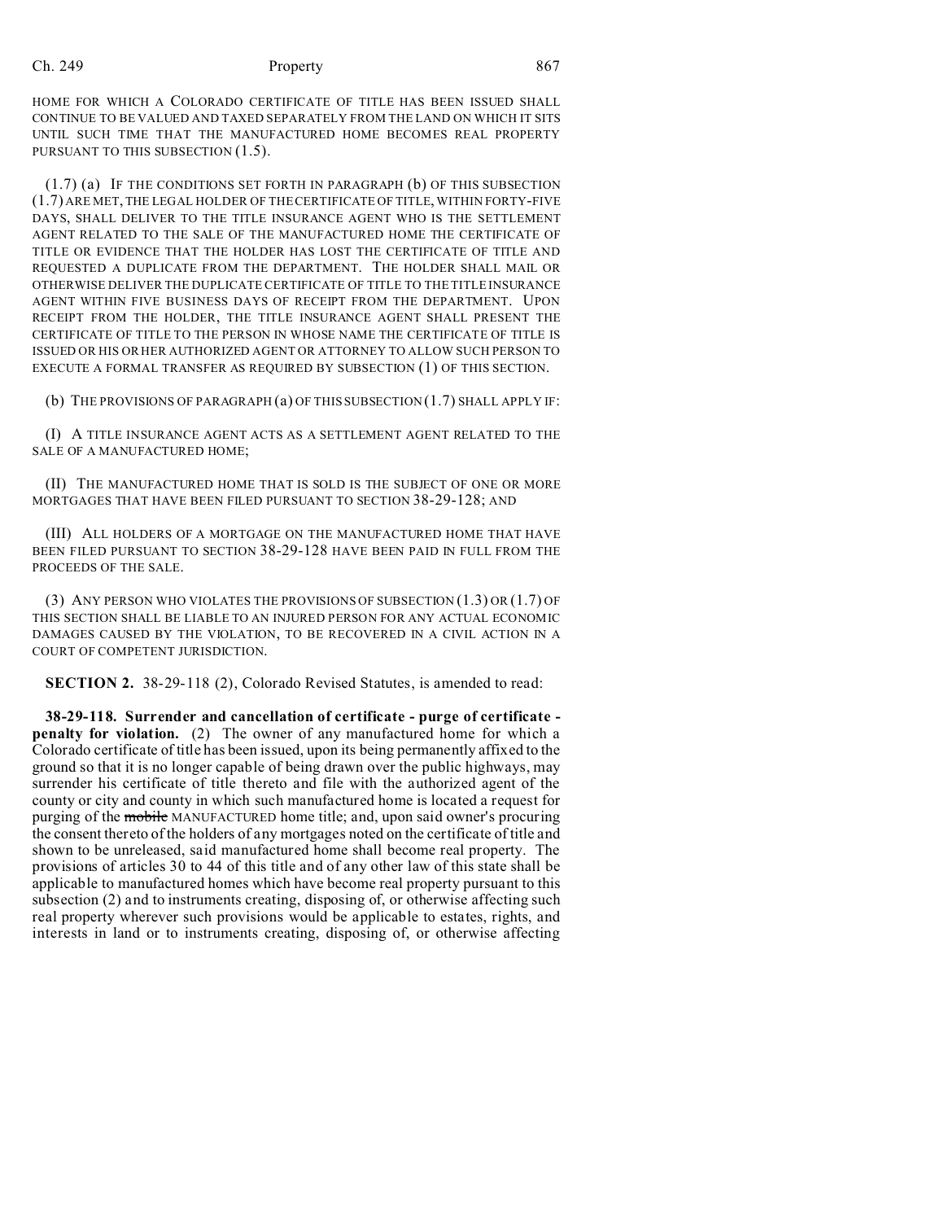HOME FOR WHICH A COLORADO CERTIFICATE OF TITLE HAS BEEN ISSUED SHALL CONTINUE TO BE VALUED AND TAXED SEPARATELY FROM THE LAND ON WHICH IT SITS UNTIL SUCH TIME THAT THE MANUFACTURED HOME BECOMES REAL PROPERTY PURSUANT TO THIS SUBSECTION (1.5).

(1.7) (a) IF THE CONDITIONS SET FORTH IN PARAGRAPH (b) OF THIS SUBSECTION (1.7) ARE MET, THE LEGAL HOLDER OF THE CERTIFICATE OF TITLE, WITHIN FORTY-FIVE DAYS, SHALL DELIVER TO THE TITLE INSURANCE AGENT WHO IS THE SETTLEMENT AGENT RELATED TO THE SALE OF THE MANUFACTURED HOME THE CERTIFICATE OF TITLE OR EVIDENCE THAT THE HOLDER HAS LOST THE CERTIFICATE OF TITLE AND REQUESTED A DUPLICATE FROM THE DEPARTMENT. THE HOLDER SHALL MAIL OR OTHERWISE DELIVER THE DUPLICATE CERTIFICATE OF TITLE TO THE TITLE INSURANCE AGENT WITHIN FIVE BUSINESS DAYS OF RECEIPT FROM THE DEPARTMENT. UPON RECEIPT FROM THE HOLDER, THE TITLE INSURANCE AGENT SHALL PRESENT THE CERTIFICATE OF TITLE TO THE PERSON IN WHOSE NAME THE CERTIFICATE OF TITLE IS ISSUED OR HIS OR HER AUTHORIZED AGENT OR ATTORNEY TO ALLOW SUCH PERSON TO EXECUTE A FORMAL TRANSFER AS REQUIRED BY SUBSECTION (1) OF THIS SECTION.

(b) THE PROVISIONS OF PARAGRAPH (a) OF THIS SUBSECTION (1.7) SHALL APPLY IF:

(I) A TITLE INSURANCE AGENT ACTS AS A SETTLEMENT AGENT RELATED TO THE SALE OF A MANUFACTURED HOME;

(II) THE MANUFACTURED HOME THAT IS SOLD IS THE SUBJECT OF ONE OR MORE MORTGAGES THAT HAVE BEEN FILED PURSUANT TO SECTION 38-29-128; AND

(III) ALL HOLDERS OF A MORTGAGE ON THE MANUFACTURED HOME THAT HAVE BEEN FILED PURSUANT TO SECTION 38-29-128 HAVE BEEN PAID IN FULL FROM THE PROCEEDS OF THE SALE.

(3) ANY PERSON WHO VIOLATES THE PROVISIONS OF SUBSECTION (1.3) OR (1.7) OF THIS SECTION SHALL BE LIABLE TO AN INJURED PERSON FOR ANY ACTUAL ECONOMIC DAMAGES CAUSED BY THE VIOLATION, TO BE RECOVERED IN A CIVIL ACTION IN A COURT OF COMPETENT JURISDICTION.

**SECTION 2.** 38-29-118 (2), Colorado Revised Statutes, is amended to read:

**38-29-118. Surrender and cancellation of certificate - purge of certificate - penalty for violation.** (2) The owner of any manufactured home for which a Colorado certificate of title has been issued, upon its being permanently affixed to the ground so that it is no longer capable of being drawn over the public highways, may surrender his certificate of title thereto and file with the authorized agent of the county or city and county in which such manufactured home is located a request for purging of the ~~mobile~~ MANUFACTURED home title; and, upon said owner's procuring the consent thereto of the holders of any mortgages noted on the certificate of title and shown to be unreleased, said manufactured home shall become real property. The provisions of articles 30 to 44 of this title and of any other law of this state shall be applicable to manufactured homes which have become real property pursuant to this subsection (2) and to instruments creating, disposing of, or otherwise affecting such real property wherever such provisions would be applicable to estates, rights, and interests in land or to instruments creating, disposing of, or otherwise affecting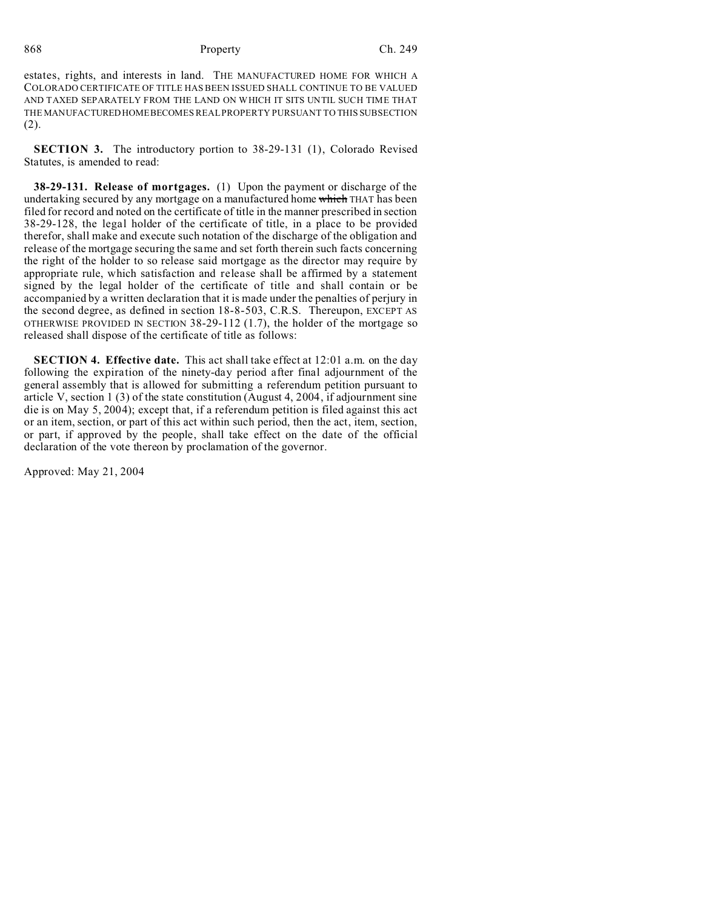estates, rights, and interests in land. THE MANUFACTURED HOME FOR WHICH A COLORADO CERTIFICATE OF TITLE HAS BEEN ISSUED SHALL CONTINUE TO BE VALUED AND TAXED SEPARATELY FROM THE LAND ON WHICH IT SITS UNTIL SUCH TIME THAT THE MANUFACTURED HOME BECOMES REAL PROPERTY PURSUANT TO THIS SUBSECTION (2).

**SECTION 3.** The introductory portion to 38-29-131 (1), Colorado Revised Statutes, is amended to read:

**38-29-131. Release of mortgages.** (1) Upon the payment or discharge of the undertaking secured by any mortgage on a manufactured home ~~which~~ THAT has been filed for record and noted on the certificate of title in the manner prescribed in section 38-29-128, the legal holder of the certificate of title, in a place to be provided therefor, shall make and execute such notation of the discharge of the obligation and release of the mortgage securing the same and set forth therein such facts concerning the right of the holder to so release said mortgage as the director may require by appropriate rule, which satisfaction and release shall be affirmed by a statement signed by the legal holder of the certificate of title and shall contain or be accompanied by a written declaration that it is made under the penalties of perjury in the second degree, as defined in section 18-8-503, C.R.S. Thereupon, EXCEPT AS OTHERWISE PROVIDED IN SECTION 38-29-112 (1.7), the holder of the mortgage so released shall dispose of the certificate of title as follows:

**SECTION 4. Effective date.** This act shall take effect at 12:01 a.m. on the day following the expiration of the ninety-day period after final adjournment of the general assembly that is allowed for submitting a referendum petition pursuant to article V, section 1 (3) of the state constitution (August 4, 2004, if adjournment sine die is on May 5, 2004); except that, if a referendum petition is filed against this act or an item, section, or part of this act within such period, then the act, item, section, or part, if approved by the people, shall take effect on the date of the official declaration of the vote thereon by proclamation of the governor.

Approved: May 21, 2004